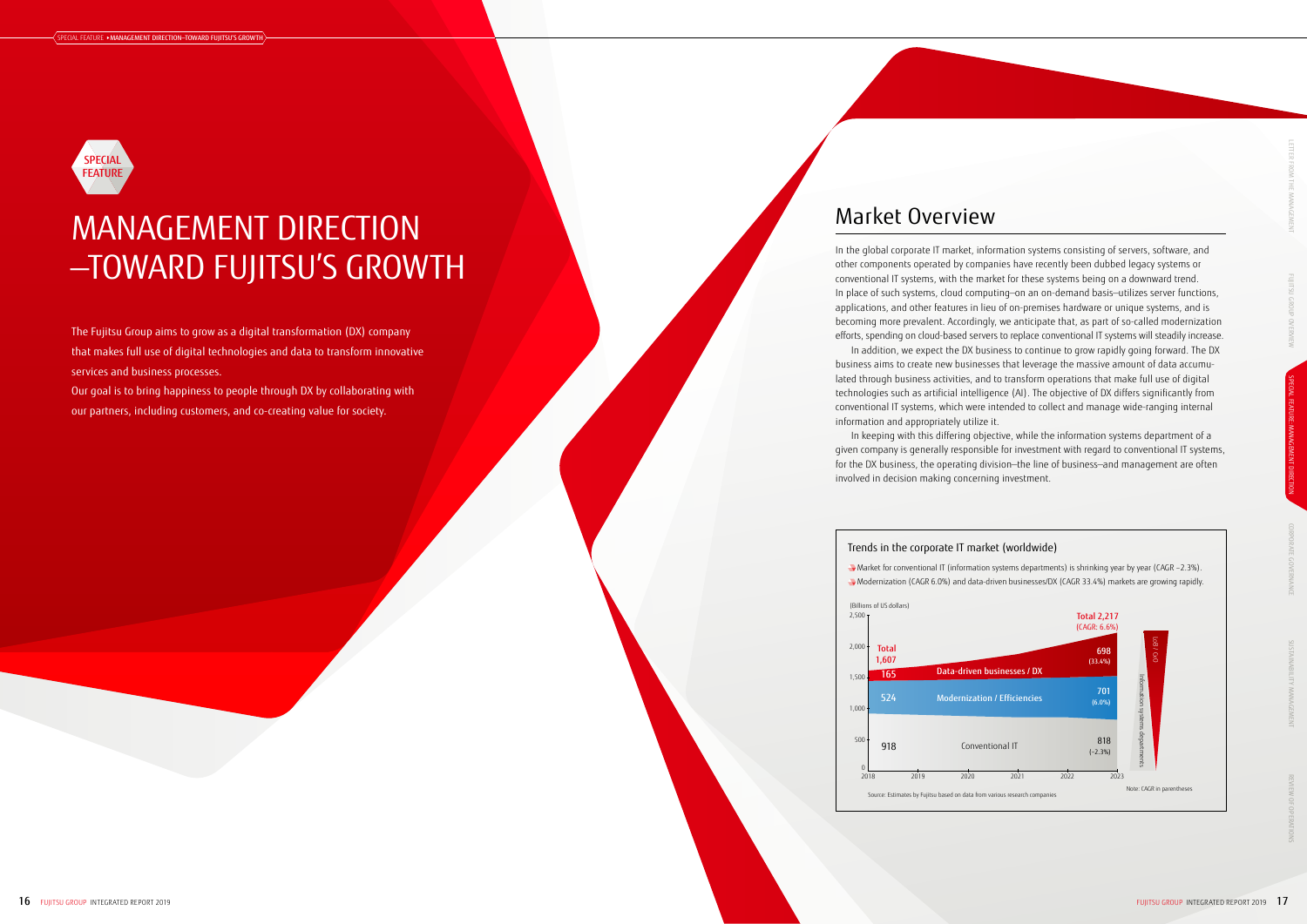SPECIAL FEATURE

# MANAGEMENT DIRECTION —TOWARD FUJITSU'S GROWTH

The Fujitsu Group aims to grow as a digital transformation (DX) company that makes full use of digital technologies and data to transform innovative services and business processes.

Our goal is to bring happiness to people through DX by collaborating with our partners, including customers, and co-creating value for society.

## Market Overview

In the global corporate IT market, information systems consisting of servers, software, and other components operated by companies have recently been dubbed legacy systems or conventional IT systems, with the market for these systems being on a downward trend. In place of such systems, cloud computing—on an on-demand basis—utilizes server functions, applications, and other features in lieu of on-premises hardware or unique systems, and is becoming more prevalent. Accordingly, we anticipate that, as part of so-called modernization efforts, spending on cloud-based servers to replace conventional IT systems will steadily increase.

In addition, we expect the DX business to continue to grow rapidly going forward. The DX business aims to create new businesses that leverage the massive amount of data accumulated through business activities, and to transform operations that make full use of digital technologies such as artificial intelligence (AI). The objective of DX differs significantly from conventional IT systems, which were intended to collect and manage wide-ranging internal information and appropriately utilize it.

In keeping with this differing objective, while the information systems department of a given company is generally responsible for investment with regard to conventional IT systems, for the DX business, the operating division—the line of business—and management are often involved in decision making concerning investment.

### Trends in the corporate IT market (worldwide)

- Market for conventional IT (information systems departments) is shrinking year by year (CAGR –2.3%).
- Modernization (CAGR 6.0%) and data-driven businesses/DX (CAGR 33.4%) markets are growing rapidly.

(Billions of US dollars)

| Segment | 2018 | 2023 |
|---|---|---|
| Data-driven businesses / DX | 165 | 698 (33.4%) |
| Modernization / Efficiencies | 524 | 701 (6.0%) |
| Conventional IT | 918 | 818 (–2.3%) |
| Total | 1,607 | 2,217 (CAGR: 6.6%) |

Information systems departments / LoB / CxO

Note: CAGR in parentheses

Source: Estimates by Fujitsu based on data from various research companies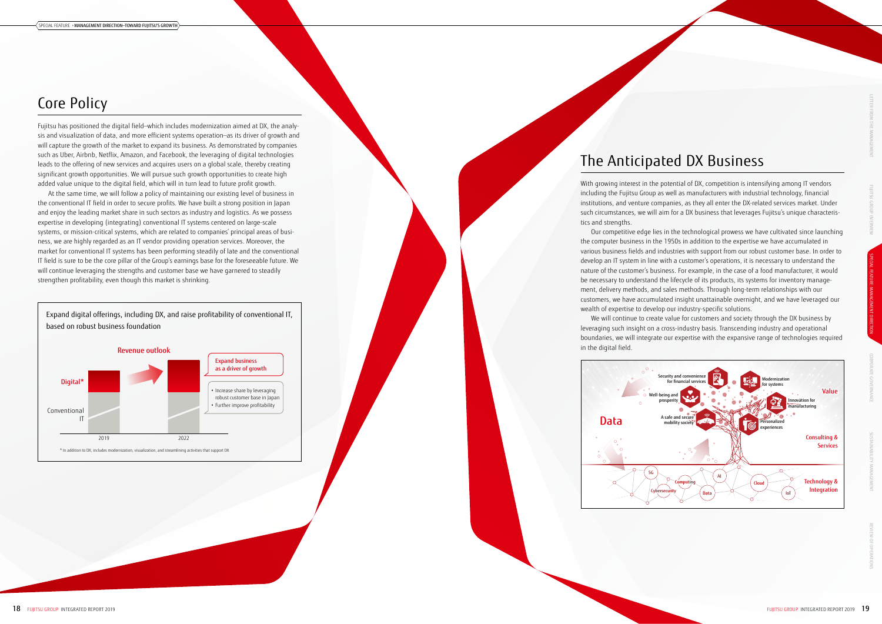# Core Policy

Fujitsu has positioned the digital field—which includes modernization aimed at DX, the analysis and visualization of data, and more efficient systems operation—as its driver of growth and will capture the growth of the market to expand its business. As demonstrated by companies such as Uber, Airbnb, Netflix, Amazon, and Facebook, the leveraging of digital technologies leads to the offering of new services and acquires users on a global scale, thereby creating significant growth opportunities. We will pursue such growth opportunities to create high added value unique to the digital field, which will in turn lead to future profit growth.

At the same time, we will follow a policy of maintaining our existing level of business in the conventional IT field in order to secure profits. We have built a strong position in Japan and enjoy the leading market share in such sectors as industry and logistics. As we possess expertise in developing (integrating) conventional IT systems centered on large-scale systems, or mission-critical systems, which are related to companies' principal areas of business, we are highly regarded as an IT vendor providing operation services. Moreover, the market for conventional IT systems has been performing steadily of late and the conventional IT field is sure to be the core pillar of the Group's earnings base for the foreseeable future. We will continue leveraging the strengths and customer base we have garnered to steadily strengthen profitability, even though this market is shrinking.

Expand digital offerings, including DX, and raise profitability of conventional IT, based on robust business foundation

Revenue outlook

- Digital*
- Conventional IT
- 2019
- 2022

Expand business as a driver of growth

- Increase share by leveraging robust customer base in Japan
- Further improve profitability

\* In addition to DX, includes modernization, visualization, and streamlining activities that support DX

# The Anticipated DX Business

With growing interest in the potential of DX, competition is intensifying among IT vendors including the Fujitsu Group as well as manufacturers with industrial technology, financial institutions, and venture companies, as they all enter the DX-related services market. Under such circumstances, we will aim for a DX business that leverages Fujitsu's unique characteristics and strengths.

Our competitive edge lies in the technological prowess we have cultivated since launching the computer business in the 1950s in addition to the expertise we have accumulated in various business fields and industries with support from our robust customer base. In order to develop an IT system in line with a customer's operations, it is necessary to understand the nature of the customer's business. For example, in the case of a food manufacturer, it would be necessary to understand the lifecycle of its products, its systems for inventory management, delivery methods, and sales methods. Through long-term relationships with our customers, we have accumulated insight unattainable overnight, and we have leveraged our wealth of expertise to develop our industry-specific solutions.

We will continue to create value for customers and society through the DX business by leveraging such insight on a cross-industry basis. Transcending industry and operational boundaries, we will integrate our expertise with the expansive range of technologies required in the digital field.

Data

Value: Security and convenience for financial services; Modernization for systems; Well-being and prosperity; Innovation for manufacturing; A safe and secure mobility society; Personalized experiences

Consulting & Services

Technology & Integration: 5G; Computing; Cybersecurity; Data; AI; Cloud; IoT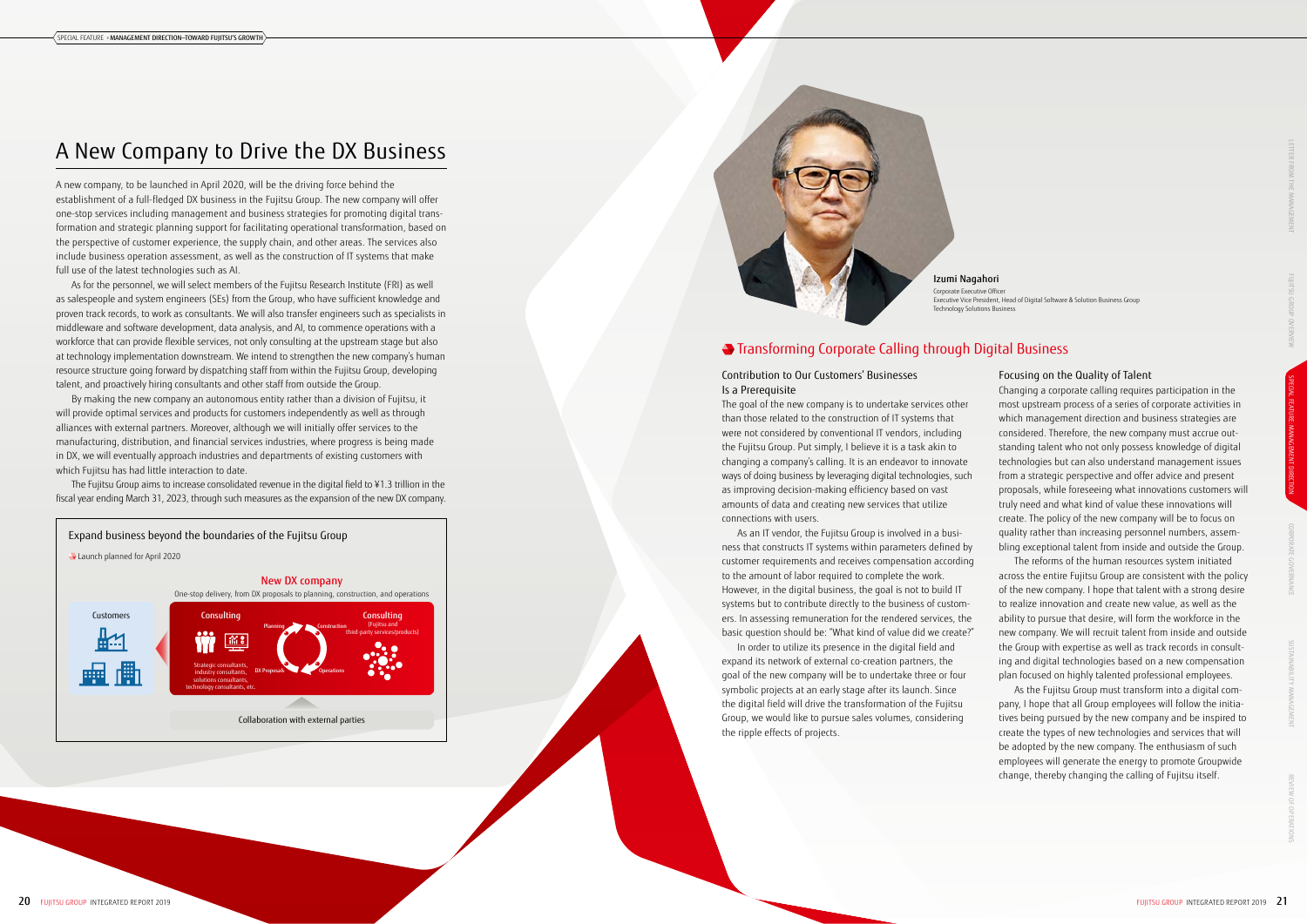# A New Company to Drive the DX Business

A new company, to be launched in April 2020, will be the driving force behind the establishment of a full-fledged DX business in the Fujitsu Group. The new company will offer one-stop services including management and business strategies for promoting digital transformation and strategic planning support for facilitating operational transformation, based on the perspective of customer experience, the supply chain, and other areas. The services also include business operation assessment, as well as the construction of IT systems that make full use of the latest technologies such as AI.

As for the personnel, we will select members of the Fujitsu Research Institute (FRI) as well as salespeople and system engineers (SEs) from the Group, who have sufficient knowledge and proven track records, to work as consultants. We will also transfer engineers such as specialists in middleware and software development, data analysis, and AI, to commence operations with a workforce that can provide flexible services, not only consulting at the upstream stage but also at technology implementation downstream. We intend to strengthen the new company's human resource structure going forward by dispatching staff from within the Fujitsu Group, developing talent, and proactively hiring consultants and other staff from outside the Group.

By making the new company an autonomous entity rather than a division of Fujitsu, it will provide optimal services and products for customers independently as well as through alliances with external partners. Moreover, although we will initially offer services to the manufacturing, distribution, and financial services industries, where progress is being made in DX, we will eventually approach industries and departments of existing customers with which Fujitsu has had little interaction to date.

The Fujitsu Group aims to increase consolidated revenue in the digital field to ¥1.3 trillion in the fiscal year ending March 31, 2023, through such measures as the expansion of the new DX company.

**Expand business beyond the boundaries of the Fujitsu Group**

Launch planned for April 2020

New DX company

One-stop delivery, from DX proposals to planning, construction, and operations

Customers

Consulting — Strategic consultants, industry consultants, solutions consultants, technology consultants, etc.

DX Proposals → Planning → Construction → Operations

Consulting (Fujitsu and third-party services/products)

Collaboration with external parties

**Izumi Nagahori**
Corporate Executive Officer
Executive Vice President, Head of Digital Software & Solution Business Group
Technology Solutions Business

## Transforming Corporate Calling through Digital Business

### Contribution to Our Customers' Businesses Is a Prerequisite

The goal of the new company is to undertake services other than those related to the construction of IT systems that were not considered by conventional IT vendors, including the Fujitsu Group. Put simply, I believe it is a task akin to changing a company's calling. It is an endeavor to innovate ways of doing business by leveraging digital technologies, such as improving decision-making efficiency based on vast amounts of data and creating new services that utilize connections with users.

As an IT vendor, the Fujitsu Group is involved in a business that constructs IT systems within parameters defined by customer requirements and receives compensation according to the amount of labor required to complete the work. However, in the digital business, the goal is not to build IT systems but to contribute directly to the business of customers. In assessing remuneration for the rendered services, the basic question should be: "What kind of value did we create?"

In order to utilize its presence in the digital field and expand its network of external co-creation partners, the goal of the new company will be to undertake three or four symbolic projects at an early stage after its launch. Since the digital field will drive the transformation of the Fujitsu Group, we would like to pursue sales volumes, considering the ripple effects of projects.

### Focusing on the Quality of Talent

Changing a corporate calling requires participation in the most upstream process of a series of corporate activities in which management direction and business strategies are considered. Therefore, the new company must accrue outstanding talent who not only possess knowledge of digital technologies but can also understand management issues from a strategic perspective and offer advice and present proposals, while foreseeing what innovations customers will truly need and what kind of value these innovations will create. The policy of the new company will be to focus on quality rather than increasing personnel numbers, assembling exceptional talent from inside and outside the Group.

The reforms of the human resources system initiated across the entire Fujitsu Group are consistent with the policy of the new company. I hope that talent with a strong desire to realize innovation and create new value, as well as the ability to pursue that desire, will form the workforce in the new company. We will recruit talent from inside and outside the Group with expertise as well as track records in consulting and digital technologies based on a new compensation plan focused on highly talented professional employees.

As the Fujitsu Group must transform into a digital company, I hope that all Group employees will follow the initiatives being pursued by the new company and be inspired to create the types of new technologies and services that will be adopted by the new company. The enthusiasm of such employees will generate the energy to promote Groupwide change, thereby changing the calling of Fujitsu itself.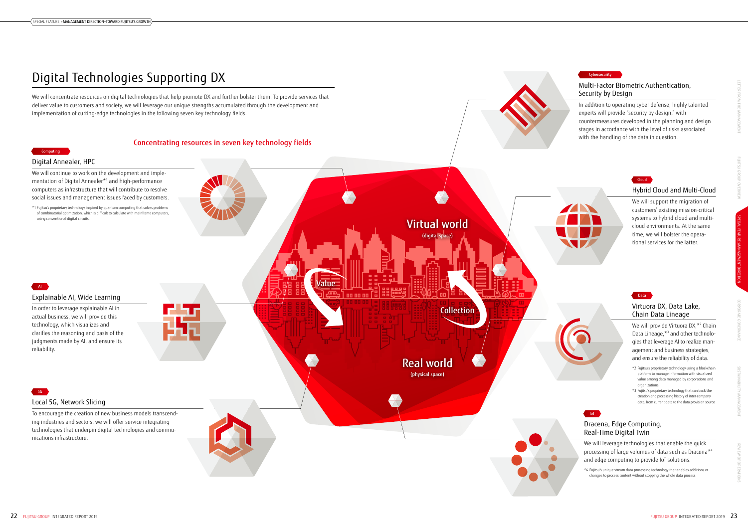# Digital Technologies Supporting DX

We will concentrate resources on digital technologies that help promote DX and further bolster them. To provide services that deliver value to customers and society, we will leverage our unique strengths accumulated through the development and implementation of cutting-edge technologies in the following seven key technology fields.

## Concentrating resources in seven key technology fields

Virtual world (digital space)

Value

Collection

Real world (physical space)

Computing

### Digital Annealer, HPC

We will continue to work on the development and implementation of Digital Annealer*[1] and high-performance computers as infrastructure that will contribute to resolve social issues and management issues faced by customers.

*1 Fujitsu's proprietary technology inspired by quantum computing that solves problems of combinatorial optimization, which is difficult to calculate with mainframe computers, using conventional digital circuits.

AI

### Explainable AI, Wide Learning

In order to leverage explainable AI in actual business, we will provide this technology, which visualizes and clarifies the reasoning and basis of the judgments made by AI, and ensure its reliability.

5G

### Local 5G, Network Slicing

To encourage the creation of new business models transcending industries and sectors, we will offer service integrating technologies that underpin digital technologies and communications infrastructure.

Cybersecurity

### Multi-Factor Biometric Authentication, Security by Design

In addition to operating cyber defense, highly talented experts will provide "security by design," with countermeasures developed in the planning and design stages in accordance with the level of risks associated with the handling of the data in question.

Cloud

### Hybrid Cloud and Multi-Cloud

We will support the migration of customers' existing mission-critical systems to hybrid cloud and multi-cloud environments. At the same time, we will bolster the operational services for the latter.

Data

### Virtuora DX, Data Lake, Chain Data Lineage

We will provide Virtuora DX,*[2] Chain Data Lineage,*[3] and other technologies that leverage AI to realize management and business strategies, and ensure the reliability of data.

*2 Fujitsu's proprietary technology using a blockchain platform to manage information with visualized value among data managed by corporations and organizations

*3 Fujitsu's proprietary technology that can track the creation and processing history of inter-company data, from current data to the data provision source

IoT

### Dracena, Edge Computing, Real-Time Digital Twin

We will leverage technologies that enable the quick processing of large volumes of data such as Dracena*[4] and edge computing to provide IoT solutions.

*4 Fujitsu's unique stream data processing technology that enables additions or changes to process content without stopping the whole data process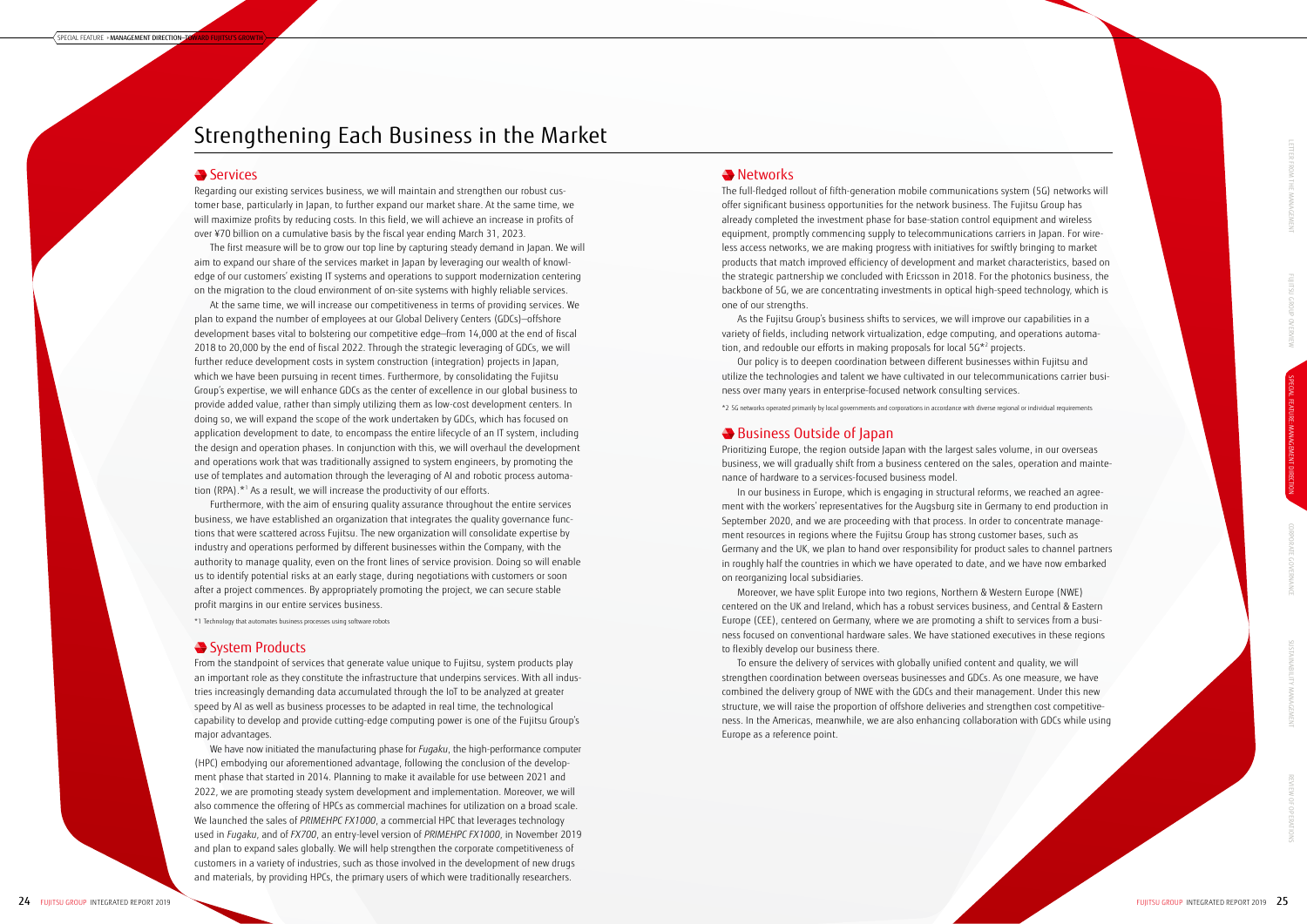# Strengthening Each Business in the Market

## Services

Regarding our existing services business, we will maintain and strengthen our robust customer base, particularly in Japan, to further expand our market share. At the same time, we will maximize profits by reducing costs. In this field, we will achieve an increase in profits of over ¥70 billion on a cumulative basis by the fiscal year ending March 31, 2023.

The first measure will be to grow our top line by capturing steady demand in Japan. We will aim to expand our share of the services market in Japan by leveraging our wealth of knowledge of our customers' existing IT systems and operations to support modernization centering on the migration to the cloud environment of on-site systems with highly reliable services.

At the same time, we will increase our competitiveness in terms of providing services. We plan to expand the number of employees at our Global Delivery Centers (GDCs)—offshore development bases vital to bolstering our competitive edge—from 14,000 at the end of fiscal 2018 to 20,000 by the end of fiscal 2022. Through the strategic leveraging of GDCs, we will further reduce development costs in system construction (integration) projects in Japan, which we have been pursuing in recent times. Furthermore, by consolidating the Fujitsu Group's expertise, we will enhance GDCs as the center of excellence in our global business to provide added value, rather than simply utilizing them as low-cost development centers. In doing so, we will expand the scope of the work undertaken by GDCs, which has focused on application development to date, to encompass the entire lifecycle of an IT system, including the design and operation phases. In conjunction with this, we will overhaul the development and operations work that was traditionally assigned to system engineers, by promoting the use of templates and automation through the leveraging of AI and robotic process automation (RPA).*[1] As a result, we will increase the productivity of our efforts.

Furthermore, with the aim of ensuring quality assurance throughout the entire services business, we have established an organization that integrates the quality governance functions that were scattered across Fujitsu. The new organization will consolidate expertise by industry and operations performed by different businesses within the Company, with the authority to manage quality, even on the front lines of service provision. Doing so will enable us to identify potential risks at an early stage, during negotiations with customers or soon after a project commences. By appropriately promoting the project, we can secure stable profit margins in our entire services business.

*1 Technology that automates business processes using software robots

## System Products

From the standpoint of services that generate value unique to Fujitsu, system products play an important role as they constitute the infrastructure that underpins services. With all industries increasingly demanding data accumulated through the IoT to be analyzed at greater speed by AI as well as business processes to be adapted in real time, the technological capability to develop and provide cutting-edge computing power is one of the Fujitsu Group's major advantages.

We have now initiated the manufacturing phase for *Fugaku*, the high-performance computer (HPC) embodying our aforementioned advantage, following the conclusion of the development phase that started in 2014. Planning to make it available for use between 2021 and 2022, we are promoting steady system development and implementation. Moreover, we will also commence the offering of HPCs as commercial machines for utilization on a broad scale. We launched the sales of *PRIMEHPC FX1000*, a commercial HPC that leverages technology used in *Fugaku*, and of *FX700*, an entry-level version of *PRIMEHPC FX1000*, in November 2019 and plan to expand sales globally. We will help strengthen the corporate competitiveness of customers in a variety of industries, such as those involved in the development of new drugs and materials, by providing HPCs, the primary users of which were traditionally researchers.

## Networks

The full-fledged rollout of fifth-generation mobile communications system (5G) networks will offer significant business opportunities for the network business. The Fujitsu Group has already completed the investment phase for base-station control equipment and wireless equipment, promptly commencing supply to telecommunications carriers in Japan. For wireless access networks, we are making progress with initiatives for swiftly bringing to market products that match improved efficiency of development and market characteristics, based on the strategic partnership we concluded with Ericsson in 2018. For the photonics business, the backbone of 5G, we are concentrating investments in optical high-speed technology, which is one of our strengths.

As the Fujitsu Group's business shifts to services, we will improve our capabilities in a variety of fields, including network virtualization, edge computing, and operations automation, and redouble our efforts in making proposals for local 5G*[2] projects.

Our policy is to deepen coordination between different businesses within Fujitsu and utilize the technologies and talent we have cultivated in our telecommunications carrier business over many years in enterprise-focused network consulting services.

*2 5G networks operated primarily by local governments and corporations in accordance with diverse regional or individual requirements

## Business Outside of Japan

Prioritizing Europe, the region outside Japan with the largest sales volume, in our overseas business, we will gradually shift from a business centered on the sales, operation and maintenance of hardware to a services-focused business model.

In our business in Europe, which is engaging in structural reforms, we reached an agreement with the workers' representatives for the Augsburg site in Germany to end production in September 2020, and we are proceeding with that process. In order to concentrate management resources in regions where the Fujitsu Group has strong customer bases, such as Germany and the UK, we plan to hand over responsibility for product sales to channel partners in roughly half the countries in which we have operated to date, and we have now embarked on reorganizing local subsidiaries.

Moreover, we have split Europe into two regions, Northern & Western Europe (NWE) centered on the UK and Ireland, which has a robust services business, and Central & Eastern Europe (CEE), centered on Germany, where we are promoting a shift to services from a business focused on conventional hardware sales. We have stationed executives in these regions to flexibly develop our business there.

To ensure the delivery of services with globally unified content and quality, we will strengthen coordination between overseas businesses and GDCs. As one measure, we have combined the delivery group of NWE with the GDCs and their management. Under this new structure, we will raise the proportion of offshore deliveries and strengthen cost competitiveness. In the Americas, meanwhile, we are also enhancing collaboration with GDCs while using Europe as a reference point.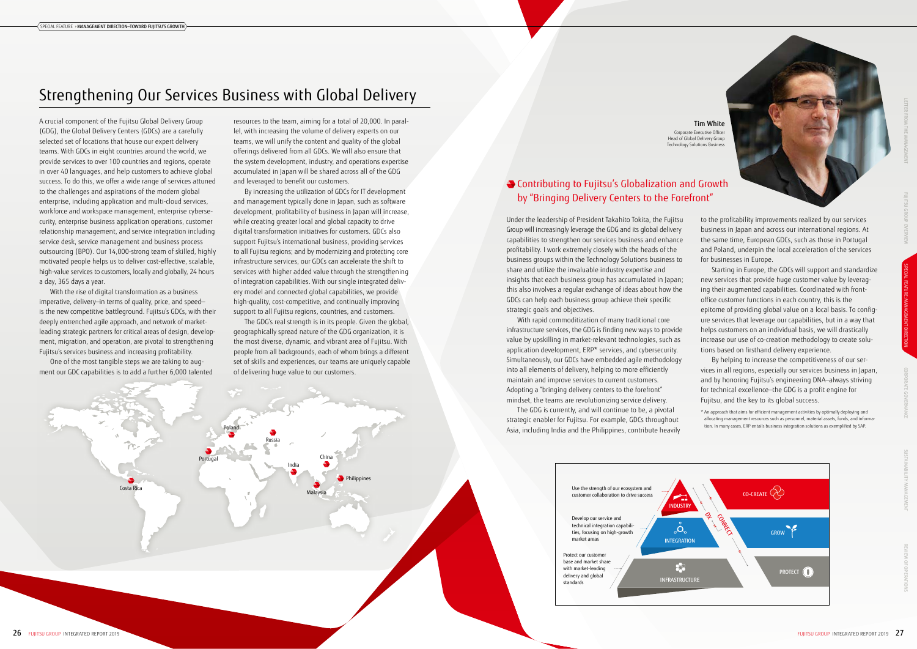# Strengthening Our Services Business with Global Delivery

A crucial component of the Fujitsu Global Delivery Group (GDG), the Global Delivery Centers (GDCs) are a carefully selected set of locations that house our expert delivery teams. With GDCs in eight countries around the world, we provide services to over 100 countries and regions, operate in over 40 languages, and help customers to achieve global success. To do this, we offer a wide range of services attuned to the challenges and aspirations of the modern global enterprise, including application and multi-cloud services, workforce and workspace management, enterprise cybersecurity, enterprise business application operations, customer relationship management, and service integration including service desk, service management and business process outsourcing (BPO). Our 14,000-strong team of skilled, highly motivated people helps us to deliver cost-effective, scalable, high-value services to customers, locally and globally, 24 hours a day, 365 days a year.

With the rise of digital transformation as a business imperative, delivery—in terms of quality, price, and speed—is the new competitive battleground. Fujitsu's GDCs, with their deeply entrenched agile approach, and network of market-leading strategic partners for critical areas of design, development, migration, and operation, are pivotal to strengthening Fujitsu's services business and increasing profitability.

One of the most tangible steps we are taking to augment our GDC capabilities is to add a further 6,000 talented resources to the team, aiming for a total of 20,000. In parallel, with increasing the volume of delivery experts on our teams, we will unify the content and quality of the global offerings delivered from all GDCs. We will also ensure that the system development, industry, and operations expertise accumulated in Japan will be shared across all of the GDG and leveraged to benefit our customers.

By increasing the utilization of GDCs for IT development and management typically done in Japan, such as software development, profitability of business in Japan will increase, while creating greater local and global capacity to drive digital transformation initiatives for customers. GDCs also support Fujitsu's international business, providing services to all Fujitsu regions; and by modernizing and protecting core infrastructure services, our GDCs can accelerate the shift to services with higher added value through the strengthening of integration capabilities. With our single integrated delivery model and connected global capabilities, we provide high-quality, cost-competitive, and continually improving support to all Fujitsu regions, countries, and customers.

The GDG's real strength is in its people. Given the global, geographically spread nature of the GDG organization, it is the most diverse, dynamic, and vibrant area of Fujitsu. With people from all backgrounds, each of whom brings a different set of skills and experiences, our teams are uniquely capable of delivering huge value to our customers.

Poland
Russia
Portugal
China
India
Philippines
Malaysia
Costa Rica

**Tim White**
Corporate Executive Officer
Head of Global Delivery Group
Technology Solutions Business

## Contributing to Fujitsu's Globalization and Growth by "Bringing Delivery Centers to the Forefront"

Under the leadership of President Takahito Tokita, the Fujitsu Group will increasingly leverage the GDG and its global delivery capabilities to strengthen our services business and enhance profitability. I work extremely closely with the heads of the business groups within the Technology Solutions business to share and utilize the invaluable industry expertise and insights that each business group has accumulated in Japan; this also involves a regular exchange of ideas about how the GDCs can help each business group achieve their specific strategic goals and objectives.

With rapid commoditization of many traditional core infrastructure services, the GDG is finding new ways to provide value by upskilling in market-relevant technologies, such as application development, ERP* services, and cybersecurity. Simultaneously, our GDCs have embedded agile methodology into all elements of delivery, helping to more efficiently maintain and improve services to current customers. Adopting a "bringing delivery centers to the forefront" mindset, the teams are revolutionizing service delivery.

The GDG is currently, and will continue to be, a pivotal strategic enabler for Fujitsu. For example, GDCs throughout Asia, including India and the Philippines, contribute heavily to the profitability improvements realized by our services business in Japan and across our international regions. At the same time, European GDCs, such as those in Portugal and Poland, underpin the local acceleration of the services for businesses in Europe.

Starting in Europe, the GDCs will support and standardize new services that provide huge customer value by leveraging their augmented capabilities. Coordinated with front-office customer functions in each country, this is the epitome of providing global value on a local basis. To configure services that leverage our capabilities, but in a way that helps customers on an individual basis, we will drastically increase our use of co-creation methodology to create solutions based on firsthand delivery experience.

By helping to increase the competitiveness of our services in all regions, especially our services business in Japan, and by honoring Fujitsu's engineering DNA—always striving for technical excellence—the GDG is a profit engine for Fujitsu, and the key to its global success.

\* An approach that aims for efficient management activities by optimally deploying and allocating management resources such as personnel, material assets, funds, and information. In many cases, ERP entails business integration solutions as exemplified by SAP.

Use the strength of our ecosystem and customer collaboration to drive success
INDUSTRY
CO-CREATE
Develop our service and technical integration capabilities, focusing on high-growth market areas
INTEGRATION
GROW
DX
CONNECT
Protect our customer base and market share with market-leading delivery and global standards
INFRASTRUCTURE
PROTECT